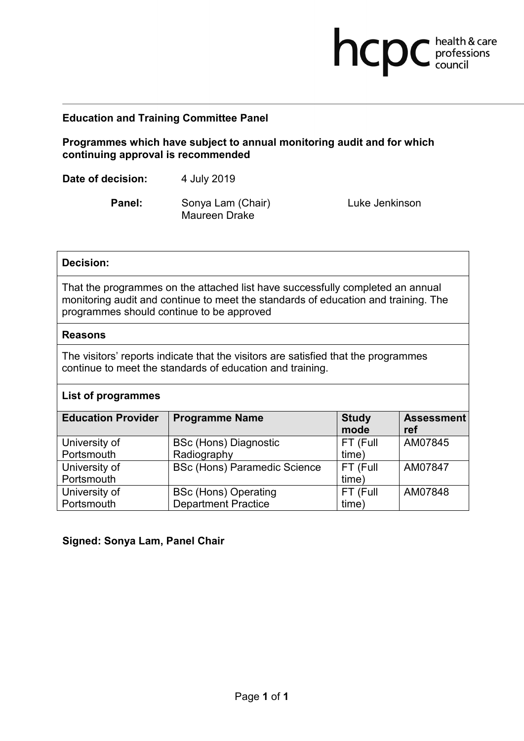**Education and Training Committee Panel**

**Programmes which have subject to annual monitoring audit and for which continuing approval is recommended**

**Date of decision:** 4 July 2019

**Panel:** Sonya Lam (Chair), Maureen Drake, Luke Jenkinson

**Decision:**

That the programmes on the attached list have successfully completed an annual monitoring audit and continue to meet the standards of education and training. The programmes should continue to be approved

**Reasons**

The visitors' reports indicate that the visitors are satisfied that the programmes continue to meet the standards of education and training.

**List of programmes**

| Education Provider | Programme Name | Study mode | Assessment ref |
|---|---|---|---|
| University of Portsmouth | BSc (Hons) Diagnostic Radiography | FT (Full time) | AM07845 |
| University of Portsmouth | BSc (Hons) Paramedic Science | FT (Full time) | AM07847 |
| University of Portsmouth | BSc (Hons) Operating Department Practice | FT (Full time) | AM07848 |

**Signed: Sonya Lam, Panel Chair**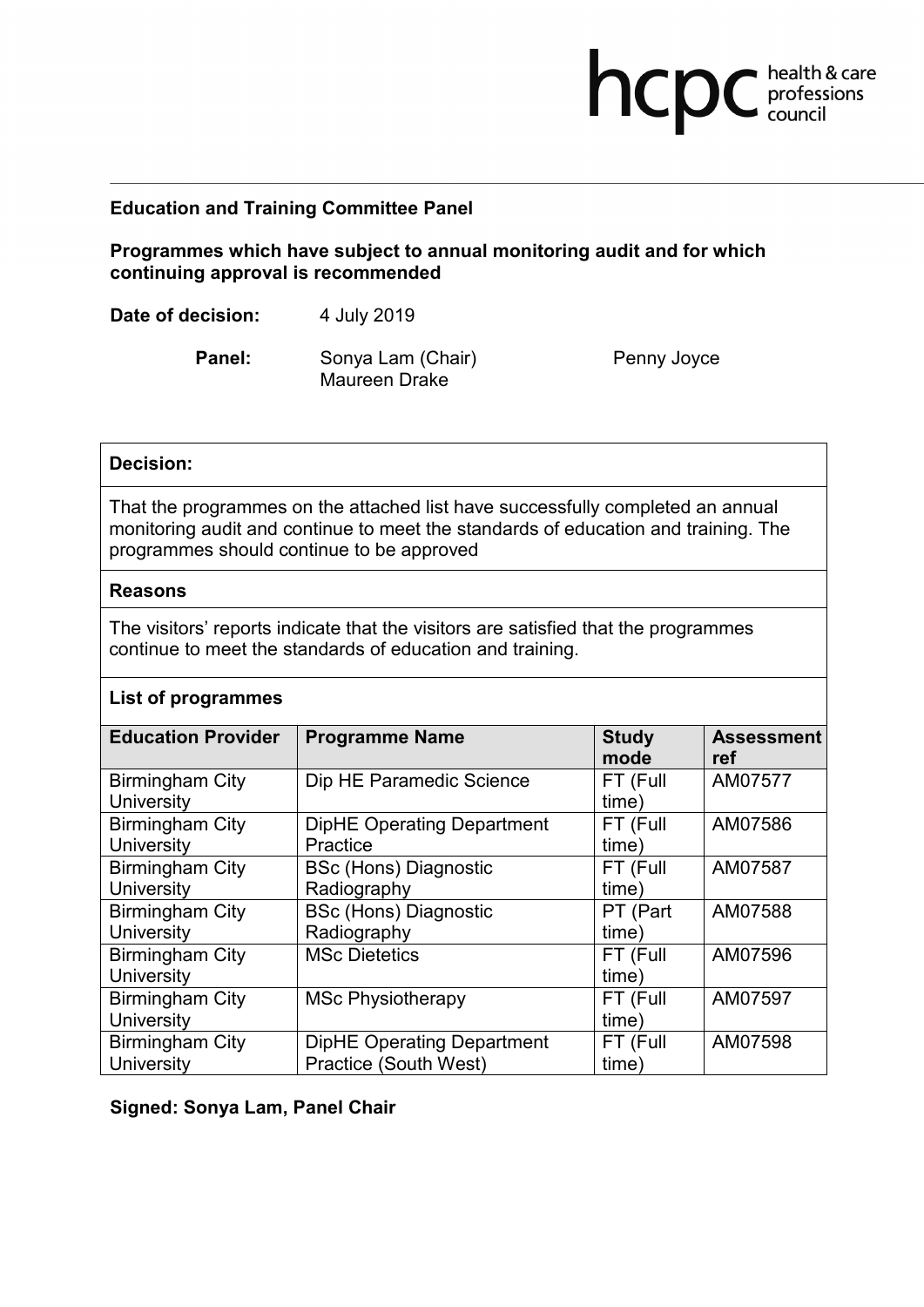**Education and Training Committee Panel**

**Programmes which have subject to annual monitoring audit and for which continuing approval is recommended**

**Date of decision:** 4 July 2019

**Panel:** Sonya Lam (Chair), Maureen Drake, Penny Joyce

**Decision:**

That the programmes on the attached list have successfully completed an annual monitoring audit and continue to meet the standards of education and training. The programmes should continue to be approved

**Reasons**

The visitors' reports indicate that the visitors are satisfied that the programmes continue to meet the standards of education and training.

**List of programmes**

| Education Provider | Programme Name | Study mode | Assessment ref |
|---|---|---|---|
| Birmingham City University | Dip HE Paramedic Science | FT (Full time) | AM07577 |
| Birmingham City University | DipHE Operating Department Practice | FT (Full time) | AM07586 |
| Birmingham City University | BSc (Hons) Diagnostic Radiography | FT (Full time) | AM07587 |
| Birmingham City University | BSc (Hons) Diagnostic Radiography | PT (Part time) | AM07588 |
| Birmingham City University | MSc Dietetics | FT (Full time) | AM07596 |
| Birmingham City University | MSc Physiotherapy | FT (Full time) | AM07597 |
| Birmingham City University | DipHE Operating Department Practice (South West) | FT (Full time) | AM07598 |

**Signed: Sonya Lam, Panel Chair**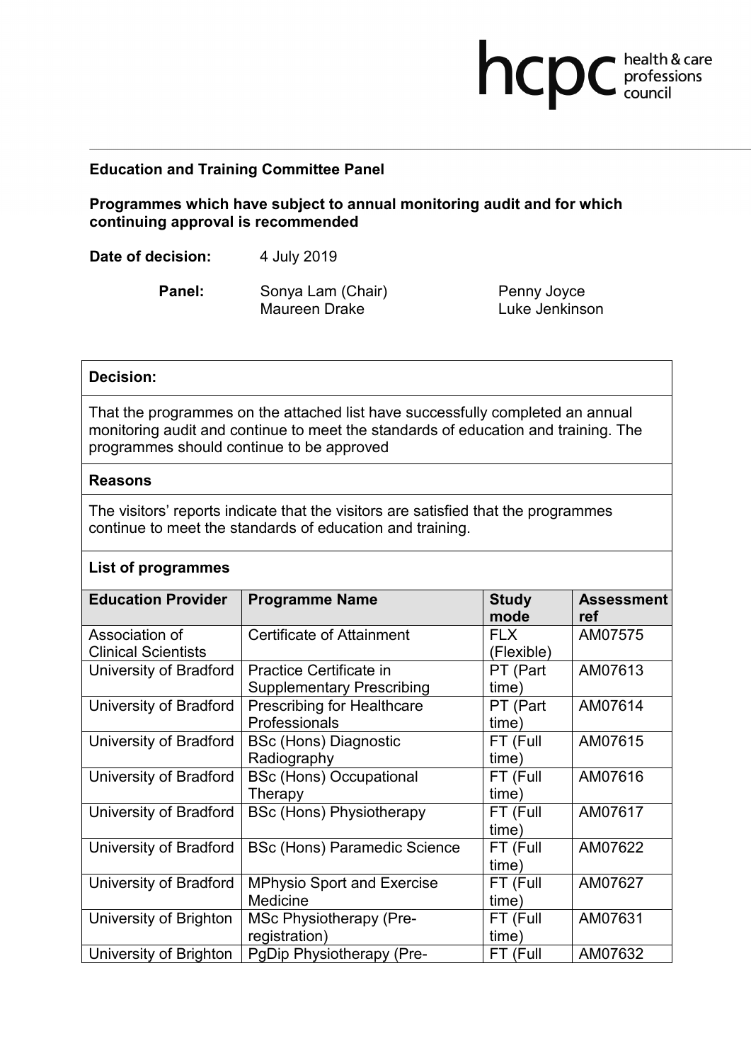**Education and Training Committee Panel**

**Programmes which have subject to annual monitoring audit and for which continuing approval is recommended**

**Date of decision:** 4 July 2019

**Panel:** Sonya Lam (Chair), Maureen Drake, Penny Joyce, Luke Jenkinson

| **Decision:** |
|---|
| That the programmes on the attached list have successfully completed an annual monitoring audit and continue to meet the standards of education and training. The programmes should continue to be approved |
| **Reasons** |
| The visitors' reports indicate that the visitors are satisfied that the programmes continue to meet the standards of education and training. |
| **List of programmes** |

| Education Provider | Programme Name | Study mode | Assessment ref |
|---|---|---|---|
| Association of Clinical Scientists | Certificate of Attainment | FLX (Flexible) | AM07575 |
| University of Bradford | Practice Certificate in Supplementary Prescribing | PT (Part time) | AM07613 |
| University of Bradford | Prescribing for Healthcare Professionals | PT (Part time) | AM07614 |
| University of Bradford | BSc (Hons) Diagnostic Radiography | FT (Full time) | AM07615 |
| University of Bradford | BSc (Hons) Occupational Therapy | FT (Full time) | AM07616 |
| University of Bradford | BSc (Hons) Physiotherapy | FT (Full time) | AM07617 |
| University of Bradford | BSc (Hons) Paramedic Science | FT (Full time) | AM07622 |
| University of Bradford | MPhysio Sport and Exercise Medicine | FT (Full time) | AM07627 |
| University of Brighton | MSc Physiotherapy (Pre-registration) | FT (Full time) | AM07631 |
| University of Brighton | PgDip Physiotherapy (Pre- | FT (Full | AM07632 |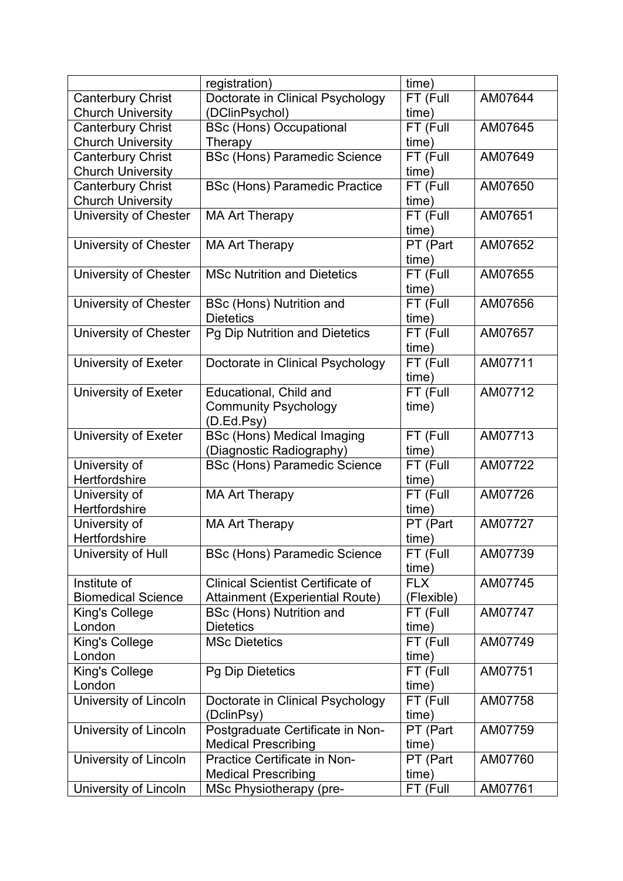| | registration) | time) | |
|---|---|---|---|
| Canterbury Christ Church University | Doctorate in Clinical Psychology (DClinPsychol) | FT (Full time) | AM07644 |
| Canterbury Christ Church University | BSc (Hons) Occupational Therapy | FT (Full time) | AM07645 |
| Canterbury Christ Church University | BSc (Hons) Paramedic Science | FT (Full time) | AM07649 |
| Canterbury Christ Church University | BSc (Hons) Paramedic Practice | FT (Full time) | AM07650 |
| University of Chester | MA Art Therapy | FT (Full time) | AM07651 |
| University of Chester | MA Art Therapy | PT (Part time) | AM07652 |
| University of Chester | MSc Nutrition and Dietetics | FT (Full time) | AM07655 |
| University of Chester | BSc (Hons) Nutrition and Dietetics | FT (Full time) | AM07656 |
| University of Chester | Pg Dip Nutrition and Dietetics | FT (Full time) | AM07657 |
| University of Exeter | Doctorate in Clinical Psychology | FT (Full time) | AM07711 |
| University of Exeter | Educational, Child and Community Psychology (D.Ed.Psy) | FT (Full time) | AM07712 |
| University of Exeter | BSc (Hons) Medical Imaging (Diagnostic Radiography) | FT (Full time) | AM07713 |
| University of Hertfordshire | BSc (Hons) Paramedic Science | FT (Full time) | AM07722 |
| University of Hertfordshire | MA Art Therapy | FT (Full time) | AM07726 |
| University of Hertfordshire | MA Art Therapy | PT (Part time) | AM07727 |
| University of Hull | BSc (Hons) Paramedic Science | FT (Full time) | AM07739 |
| Institute of Biomedical Science | Clinical Scientist Certificate of Attainment (Experiential Route) | FLX (Flexible) | AM07745 |
| King's College London | BSc (Hons) Nutrition and Dietetics | FT (Full time) | AM07747 |
| King's College London | MSc Dietetics | FT (Full time) | AM07749 |
| King's College London | Pg Dip Dietetics | FT (Full time) | AM07751 |
| University of Lincoln | Doctorate in Clinical Psychology (DclinPsy) | FT (Full time) | AM07758 |
| University of Lincoln | Postgraduate Certificate in Non-Medical Prescribing | PT (Part time) | AM07759 |
| University of Lincoln | Practice Certificate in Non-Medical Prescribing | PT (Part time) | AM07760 |
| University of Lincoln | MSc Physiotherapy (pre- | FT (Full | AM07761 |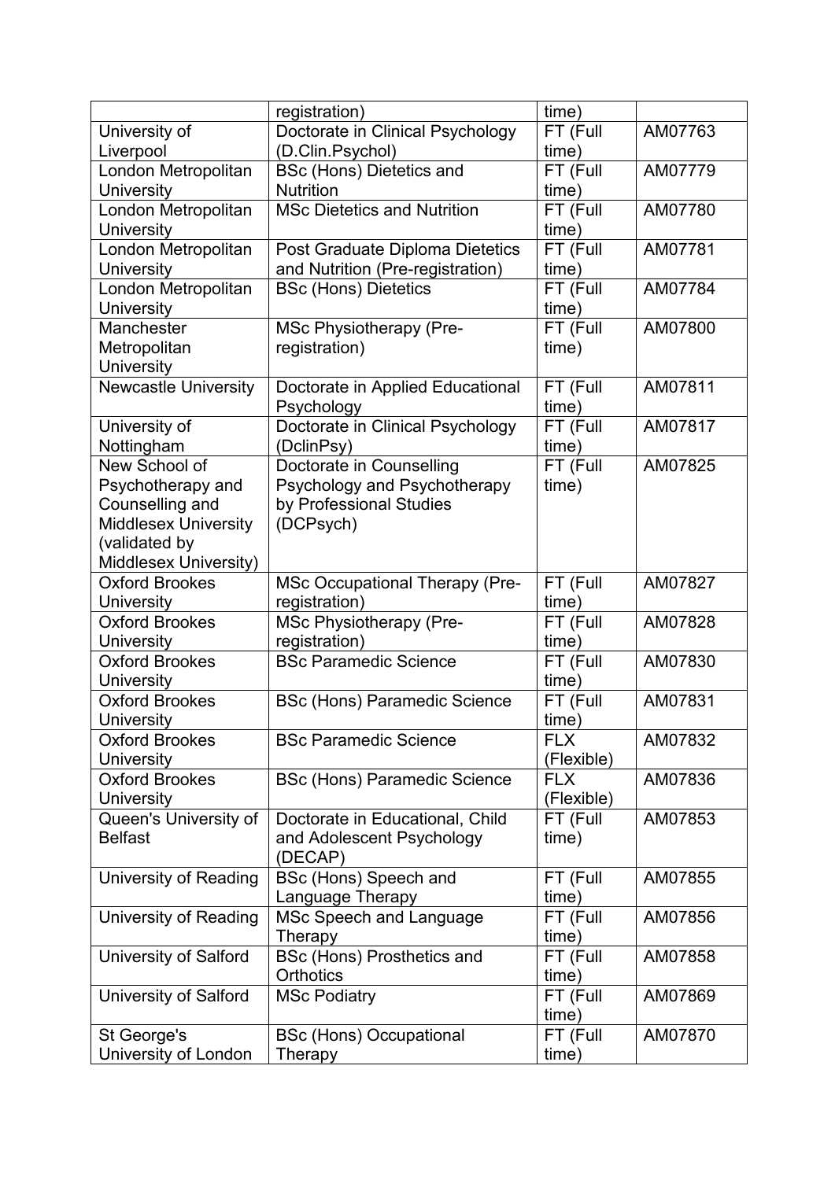| | registration) | time) | |
|---|---|---|---|
| University of Liverpool | Doctorate in Clinical Psychology (D.Clin.Psychol) | FT (Full time) | AM07763 |
| London Metropolitan University | BSc (Hons) Dietetics and Nutrition | FT (Full time) | AM07779 |
| London Metropolitan University | MSc Dietetics and Nutrition | FT (Full time) | AM07780 |
| London Metropolitan University | Post Graduate Diploma Dietetics and Nutrition (Pre-registration) | FT (Full time) | AM07781 |
| London Metropolitan University | BSc (Hons) Dietetics | FT (Full time) | AM07784 |
| Manchester Metropolitan University | MSc Physiotherapy (Pre-registration) | FT (Full time) | AM07800 |
| Newcastle University | Doctorate in Applied Educational Psychology | FT (Full time) | AM07811 |
| University of Nottingham | Doctorate in Clinical Psychology (DclinPsy) | FT (Full time) | AM07817 |
| New School of Psychotherapy and Counselling and Middlesex University (validated by Middlesex University) | Doctorate in Counselling Psychology and Psychotherapy by Professional Studies (DCPsych) | FT (Full time) | AM07825 |
| Oxford Brookes University | MSc Occupational Therapy (Pre-registration) | FT (Full time) | AM07827 |
| Oxford Brookes University | MSc Physiotherapy (Pre-registration) | FT (Full time) | AM07828 |
| Oxford Brookes University | BSc Paramedic Science | FT (Full time) | AM07830 |
| Oxford Brookes University | BSc (Hons) Paramedic Science | FT (Full time) | AM07831 |
| Oxford Brookes University | BSc Paramedic Science | FLX (Flexible) | AM07832 |
| Oxford Brookes University | BSc (Hons) Paramedic Science | FLX (Flexible) | AM07836 |
| Queen's University of Belfast | Doctorate in Educational, Child and Adolescent Psychology (DECAP) | FT (Full time) | AM07853 |
| University of Reading | BSc (Hons) Speech and Language Therapy | FT (Full time) | AM07855 |
| University of Reading | MSc Speech and Language Therapy | FT (Full time) | AM07856 |
| University of Salford | BSc (Hons) Prosthetics and Orthotics | FT (Full time) | AM07858 |
| University of Salford | MSc Podiatry | FT (Full time) | AM07869 |
| St George's University of London | BSc (Hons) Occupational Therapy | FT (Full time) | AM07870 |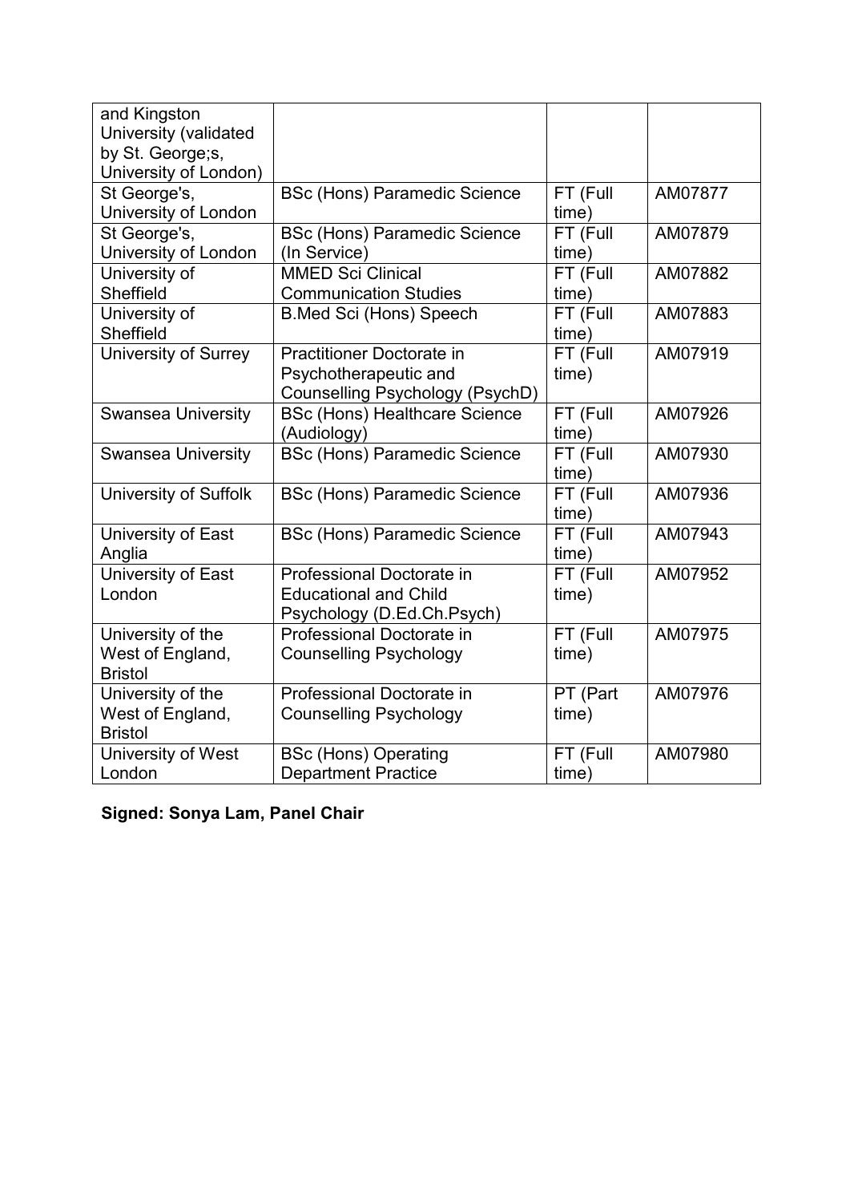| | | | |
|---|---|---|---|
| and Kingston University (validated by St. George;s, University of London) | | | |
| St George's, University of London | BSc (Hons) Paramedic Science | FT (Full time) | AM07877 |
| St George's, University of London | BSc (Hons) Paramedic Science (In Service) | FT (Full time) | AM07879 |
| University of Sheffield | MMED Sci Clinical Communication Studies | FT (Full time) | AM07882 |
| University of Sheffield | B.Med Sci (Hons) Speech | FT (Full time) | AM07883 |
| University of Surrey | Practitioner Doctorate in Psychotherapeutic and Counselling Psychology (PsychD) | FT (Full time) | AM07919 |
| Swansea University | BSc (Hons) Healthcare Science (Audiology) | FT (Full time) | AM07926 |
| Swansea University | BSc (Hons) Paramedic Science | FT (Full time) | AM07930 |
| University of Suffolk | BSc (Hons) Paramedic Science | FT (Full time) | AM07936 |
| University of East Anglia | BSc (Hons) Paramedic Science | FT (Full time) | AM07943 |
| University of East London | Professional Doctorate in Educational and Child Psychology (D.Ed.Ch.Psych) | FT (Full time) | AM07952 |
| University of the West of England, Bristol | Professional Doctorate in Counselling Psychology | FT (Full time) | AM07975 |
| University of the West of England, Bristol | Professional Doctorate in Counselling Psychology | PT (Part time) | AM07976 |
| University of West London | BSc (Hons) Operating Department Practice | FT (Full time) | AM07980 |

**Signed: Sonya Lam, Panel Chair**